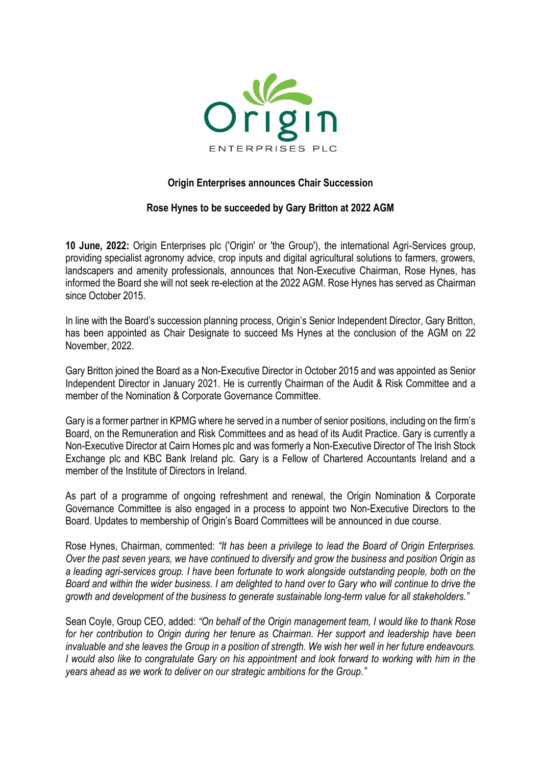# Origin Enterprises announces Chair Succession

## Rose Hynes to be succeeded by Gary Britton at 2022 AGM

**10 June, 2022:** Origin Enterprises plc ('Origin' or 'the Group'), the international Agri-Services group, providing specialist agronomy advice, crop inputs and digital agricultural solutions to farmers, growers, landscapers and amenity professionals, announces that Non-Executive Chairman, Rose Hynes, has informed the Board she will not seek re-election at the 2022 AGM. Rose Hynes has served as Chairman since October 2015.

In line with the Board's succession planning process, Origin's Senior Independent Director, Gary Britton, has been appointed as Chair Designate to succeed Ms Hynes at the conclusion of the AGM on 22 November, 2022.

Gary Britton joined the Board as a Non-Executive Director in October 2015 and was appointed as Senior Independent Director in January 2021. He is currently Chairman of the Audit & Risk Committee and a member of the Nomination & Corporate Governance Committee.

Gary is a former partner in KPMG where he served in a number of senior positions, including on the firm's Board, on the Remuneration and Risk Committees and as head of its Audit Practice. Gary is currently a Non-Executive Director at Cairn Homes plc and was formerly a Non-Executive Director of The Irish Stock Exchange plc and KBC Bank Ireland plc. Gary is a Fellow of Chartered Accountants Ireland and a member of the Institute of Directors in Ireland.

As part of a programme of ongoing refreshment and renewal, the Origin Nomination & Corporate Governance Committee is also engaged in a process to appoint two Non-Executive Directors to the Board. Updates to membership of Origin's Board Committees will be announced in due course.

Rose Hynes, Chairman, commented: *"It has been a privilege to lead the Board of Origin Enterprises. Over the past seven years, we have continued to diversify and grow the business and position Origin as a leading agri-services group. I have been fortunate to work alongside outstanding people, both on the Board and within the wider business. I am delighted to hand over to Gary who will continue to drive the growth and development of the business to generate sustainable long-term value for all stakeholders."*

Sean Coyle, Group CEO, added: *"On behalf of the Origin management team, I would like to thank Rose for her contribution to Origin during her tenure as Chairman. Her support and leadership have been invaluable and she leaves the Group in a position of strength. We wish her well in her future endeavours. I would also like to congratulate Gary on his appointment and look forward to working with him in the years ahead as we work to deliver on our strategic ambitions for the Group."*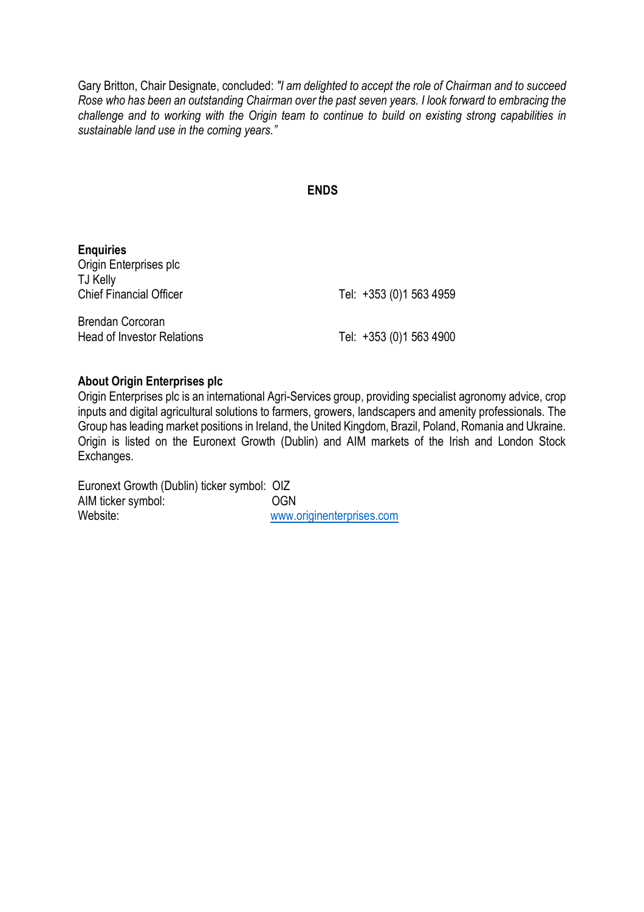Gary Britton, Chair Designate, concluded: *"I am delighted to accept the role of Chairman and to succeed Rose who has been an outstanding Chairman over the past seven years. I look forward to embracing the challenge and to working with the Origin team to continue to build on existing strong capabilities in sustainable land use in the coming years."*

**ENDS**

**Enquiries**

Origin Enterprises plc

| | |
|---|---|
| TJ Kelly<br>Chief Financial Officer | Tel: +353 (0)1 563 4959 |
| Brendan Corcoran<br>Head of Investor Relations | Tel: +353 (0)1 563 4900 |

**About Origin Enterprises plc**

Origin Enterprises plc is an international Agri-Services group, providing specialist agronomy advice, crop inputs and digital agricultural solutions to farmers, growers, landscapers and amenity professionals. The Group has leading market positions in Ireland, the United Kingdom, Brazil, Poland, Romania and Ukraine. Origin is listed on the Euronext Growth (Dublin) and AIM markets of the Irish and London Stock Exchanges.

| | |
|---|---|
| Euronext Growth (Dublin) ticker symbol: | OIZ |
| AIM ticker symbol: | OGN |
| Website: | www.originenterprises.com |